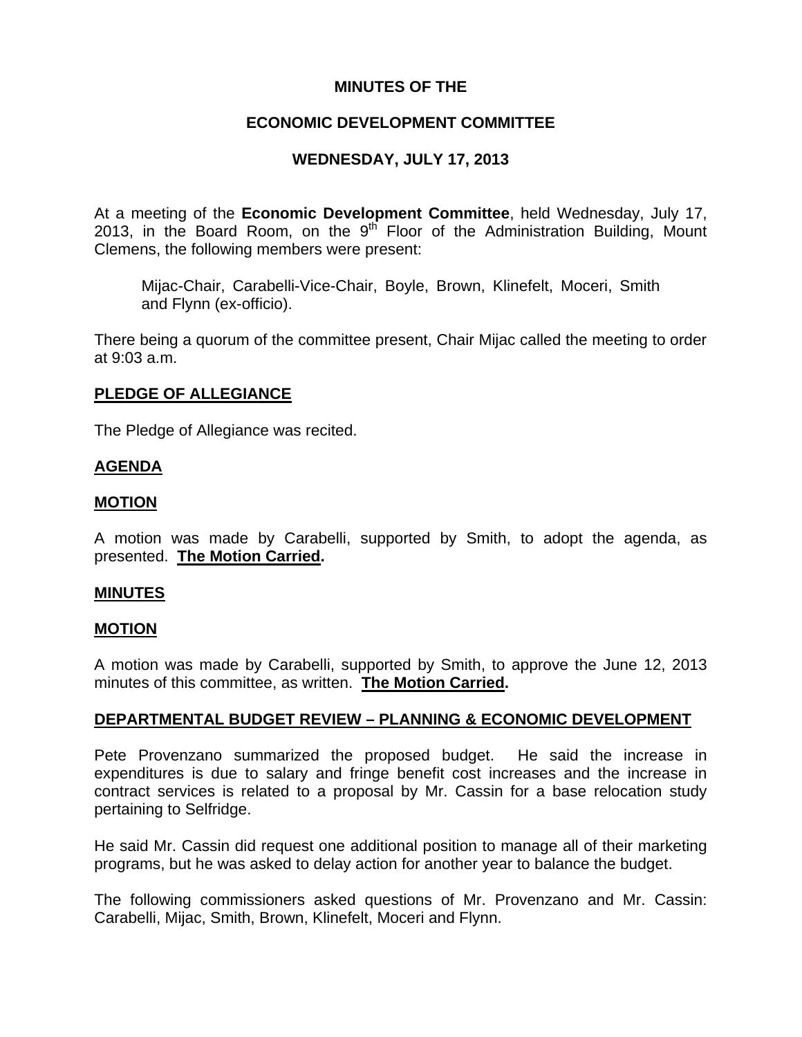**MINUTES OF THE**

**ECONOMIC DEVELOPMENT COMMITTEE**

**WEDNESDAY, JULY 17, 2013**

At a meeting of the **Economic Development Committee**, held Wednesday, July 17, 2013, in the Board Room, on the 9th Floor of the Administration Building, Mount Clemens, the following members were present:

> Mijac-Chair, Carabelli-Vice-Chair, Boyle, Brown, Klinefelt, Moceri, Smith and Flynn (ex-officio).

There being a quorum of the committee present, Chair Mijac called the meeting to order at 9:03 a.m.

**PLEDGE OF ALLEGIANCE**

The Pledge of Allegiance was recited.

**AGENDA**

**MOTION**

A motion was made by Carabelli, supported by Smith, to adopt the agenda, as presented. **The Motion Carried.**

**MINUTES**

**MOTION**

A motion was made by Carabelli, supported by Smith, to approve the June 12, 2013 minutes of this committee, as written. **The Motion Carried.**

**DEPARTMENTAL BUDGET REVIEW – PLANNING & ECONOMIC DEVELOPMENT**

Pete Provenzano summarized the proposed budget. He said the increase in expenditures is due to salary and fringe benefit cost increases and the increase in contract services is related to a proposal by Mr. Cassin for a base relocation study pertaining to Selfridge.

He said Mr. Cassin did request one additional position to manage all of their marketing programs, but he was asked to delay action for another year to balance the budget.

The following commissioners asked questions of Mr. Provenzano and Mr. Cassin: Carabelli, Mijac, Smith, Brown, Klinefelt, Moceri and Flynn.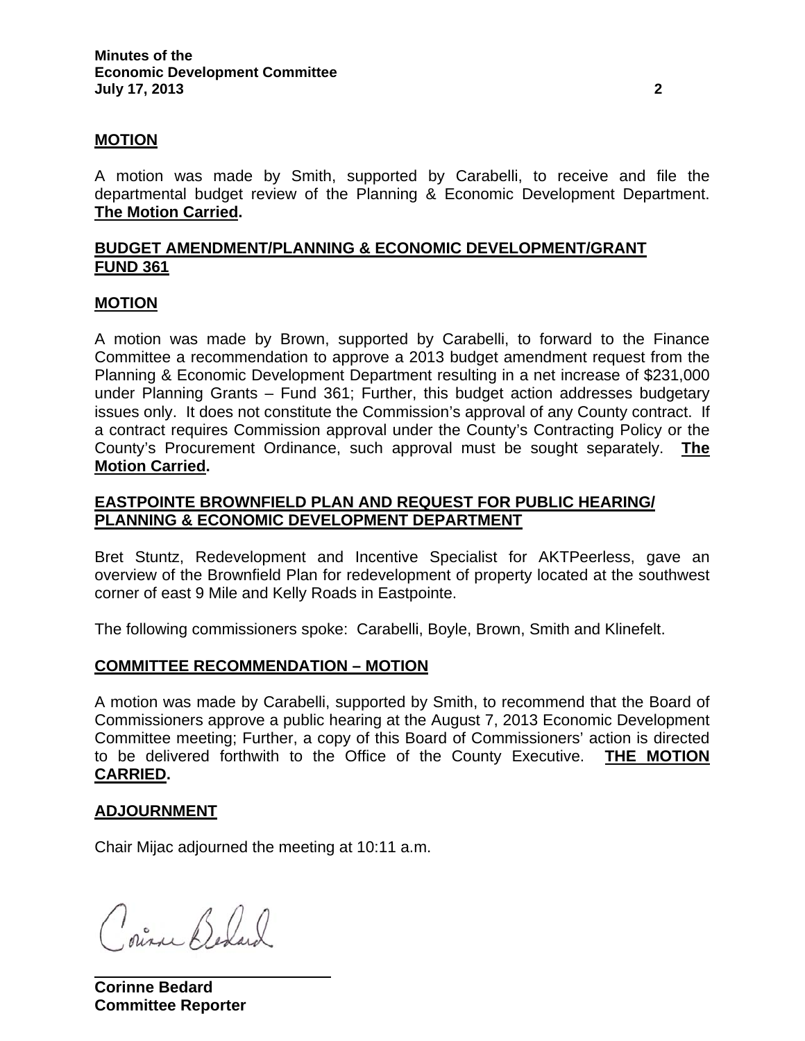**MOTION**

A motion was made by Smith, supported by Carabelli, to receive and file the departmental budget review of the Planning & Economic Development Department. **The Motion Carried.**

**BUDGET AMENDMENT/PLANNING & ECONOMIC DEVELOPMENT/GRANT FUND 361**

**MOTION**

A motion was made by Brown, supported by Carabelli, to forward to the Finance Committee a recommendation to approve a 2013 budget amendment request from the Planning & Economic Development Department resulting in a net increase of $231,000 under Planning Grants – Fund 361; Further, this budget action addresses budgetary issues only. It does not constitute the Commission's approval of any County contract. If a contract requires Commission approval under the County's Contracting Policy or the County's Procurement Ordinance, such approval must be sought separately. **The Motion Carried.**

**EASTPOINTE BROWNFIELD PLAN AND REQUEST FOR PUBLIC HEARING/ PLANNING & ECONOMIC DEVELOPMENT DEPARTMENT**

Bret Stuntz, Redevelopment and Incentive Specialist for AKTPeerless, gave an overview of the Brownfield Plan for redevelopment of property located at the southwest corner of east 9 Mile and Kelly Roads in Eastpointe.

The following commissioners spoke: Carabelli, Boyle, Brown, Smith and Klinefelt.

**COMMITTEE RECOMMENDATION – MOTION**

A motion was made by Carabelli, supported by Smith, to recommend that the Board of Commissioners approve a public hearing at the August 7, 2013 Economic Development Committee meeting; Further, a copy of this Board of Commissioners' action is directed to be delivered forthwith to the Office of the County Executive. **THE MOTION CARRIED.**

**ADJOURNMENT**

Chair Mijac adjourned the meeting at 10:11 a.m.

Corinne Bedard

**Corinne Bedard**
**Committee Reporter**